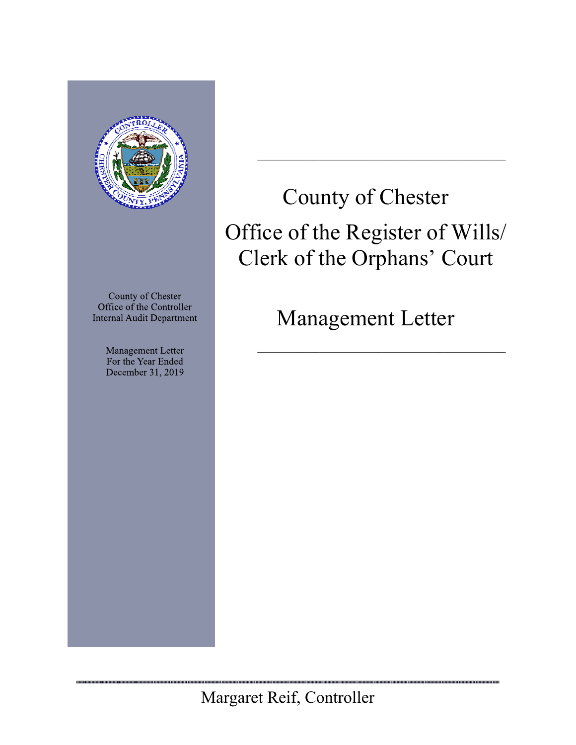County of Chester
Office of the Controller
Internal Audit Department

Management Letter
For the Year Ended
December 31, 2019

# County of Chester

# Office of the Register of Wills/ Clerk of the Orphans' Court

# Management Letter

Margaret Reif, Controller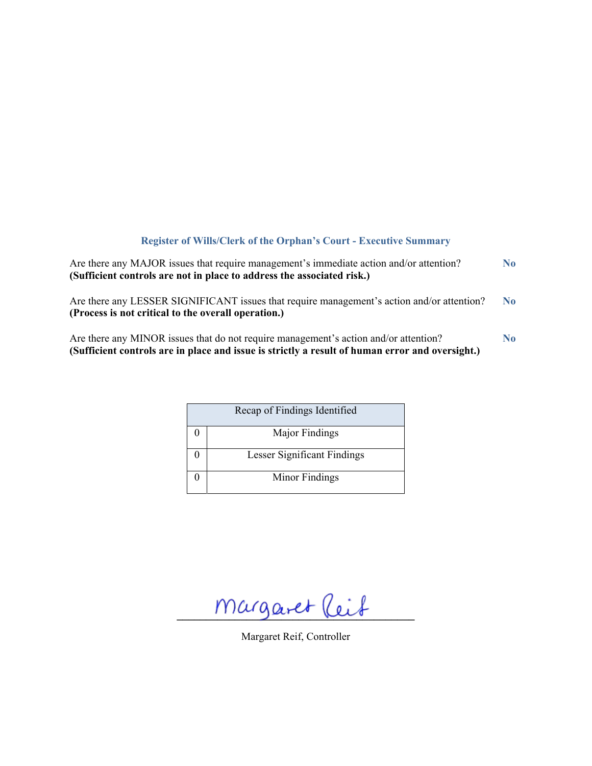## Register of Wills/Clerk of the Orphan's Court - Executive Summary

Are there any MAJOR issues that require management's immediate action and/or attention? **No**
**(Sufficient controls are not in place to address the associated risk.)**

Are there any LESSER SIGNIFICANT issues that require management's action and/or attention? **No**
**(Process is not critical to the overall operation.)**

Are there any MINOR issues that do not require management's action and/or attention? **No**
**(Sufficient controls are in place and issue is strictly a result of human error and oversight.)**

| Recap of Findings Identified | |
|---|---|
| 0 | Major Findings |
| 0 | Lesser Significant Findings |
| 0 | Minor Findings |

Margaret Reif

Margaret Reif, Controller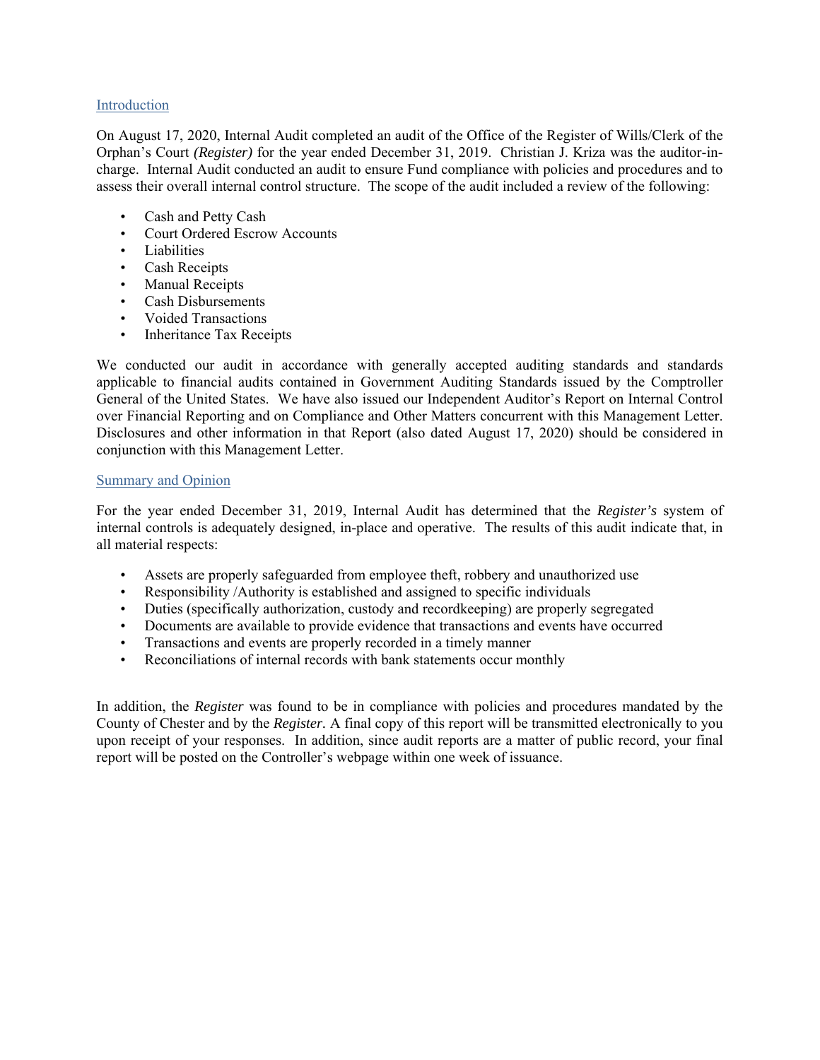## Introduction

On August 17, 2020, Internal Audit completed an audit of the Office of the Register of Wills/Clerk of the Orphan's Court *(Register)* for the year ended December 31, 2019. Christian J. Kriza was the auditor-in-charge. Internal Audit conducted an audit to ensure Fund compliance with policies and procedures and to assess their overall internal control structure. The scope of the audit included a review of the following:

- Cash and Petty Cash
- Court Ordered Escrow Accounts
- Liabilities
- Cash Receipts
- Manual Receipts
- Cash Disbursements
- Voided Transactions
- Inheritance Tax Receipts

We conducted our audit in accordance with generally accepted auditing standards and standards applicable to financial audits contained in Government Auditing Standards issued by the Comptroller General of the United States. We have also issued our Independent Auditor's Report on Internal Control over Financial Reporting and on Compliance and Other Matters concurrent with this Management Letter. Disclosures and other information in that Report (also dated August 17, 2020) should be considered in conjunction with this Management Letter.

## Summary and Opinion

For the year ended December 31, 2019, Internal Audit has determined that the *Register's* system of internal controls is adequately designed, in-place and operative. The results of this audit indicate that, in all material respects:

- Assets are properly safeguarded from employee theft, robbery and unauthorized use
- Responsibility /Authority is established and assigned to specific individuals
- Duties (specifically authorization, custody and recordkeeping) are properly segregated
- Documents are available to provide evidence that transactions and events have occurred
- Transactions and events are properly recorded in a timely manner
- Reconciliations of internal records with bank statements occur monthly

In addition, the *Register* was found to be in compliance with policies and procedures mandated by the County of Chester and by the *Register*. A final copy of this report will be transmitted electronically to you upon receipt of your responses. In addition, since audit reports are a matter of public record, your final report will be posted on the Controller's webpage within one week of issuance.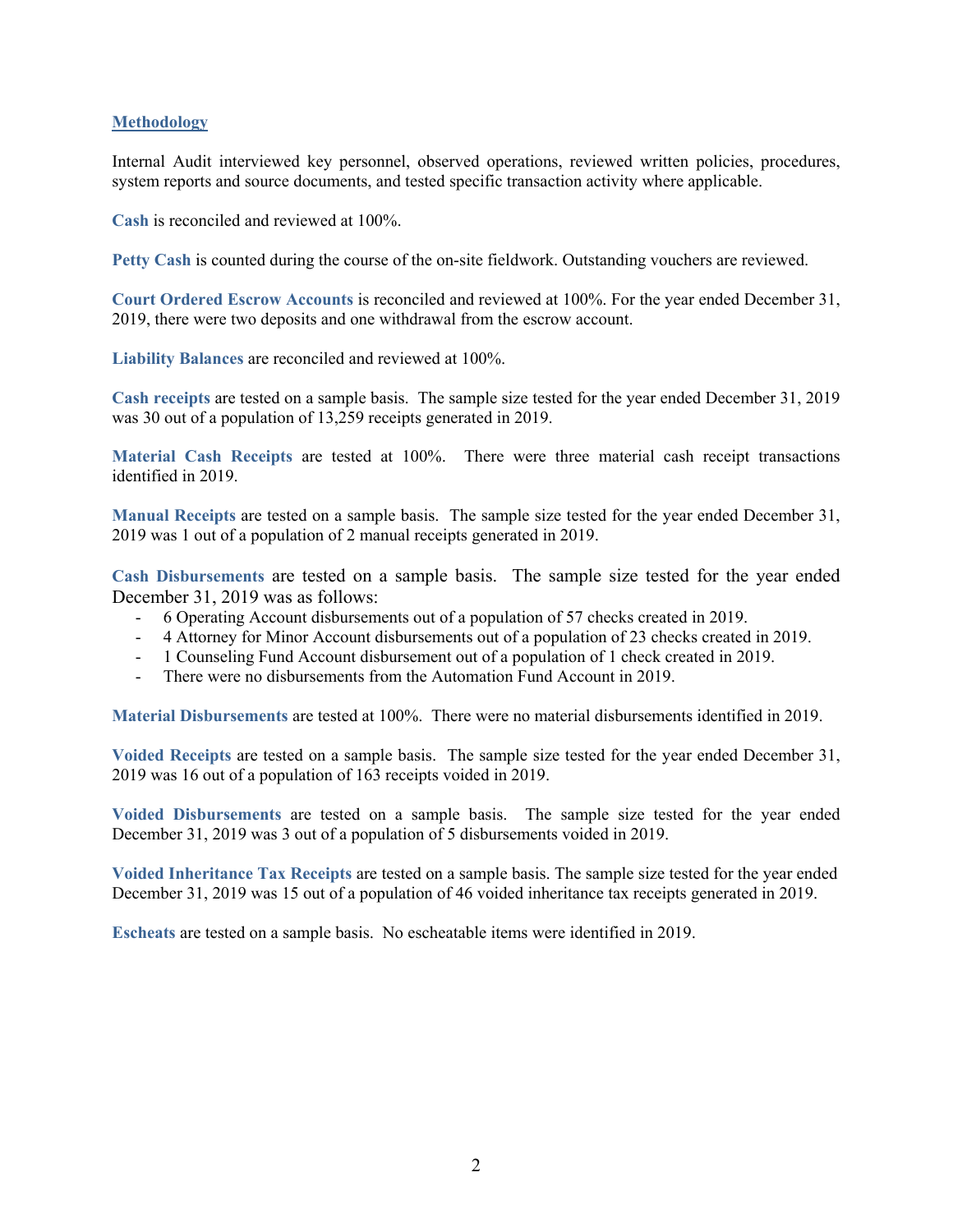## Methodology

Internal Audit interviewed key personnel, observed operations, reviewed written policies, procedures, system reports and source documents, and tested specific transaction activity where applicable.

**Cash** is reconciled and reviewed at 100%.

**Petty Cash** is counted during the course of the on-site fieldwork. Outstanding vouchers are reviewed.

**Court Ordered Escrow Accounts** is reconciled and reviewed at 100%. For the year ended December 31, 2019, there were two deposits and one withdrawal from the escrow account.

**Liability Balances** are reconciled and reviewed at 100%.

**Cash receipts** are tested on a sample basis. The sample size tested for the year ended December 31, 2019 was 30 out of a population of 13,259 receipts generated in 2019.

**Material Cash Receipts** are tested at 100%. There were three material cash receipt transactions identified in 2019.

**Manual Receipts** are tested on a sample basis. The sample size tested for the year ended December 31, 2019 was 1 out of a population of 2 manual receipts generated in 2019.

**Cash Disbursements** are tested on a sample basis. The sample size tested for the year ended December 31, 2019 was as follows:

- 6 Operating Account disbursements out of a population of 57 checks created in 2019.
- 4 Attorney for Minor Account disbursements out of a population of 23 checks created in 2019.
- 1 Counseling Fund Account disbursement out of a population of 1 check created in 2019.
- There were no disbursements from the Automation Fund Account in 2019.

**Material Disbursements** are tested at 100%. There were no material disbursements identified in 2019.

**Voided Receipts** are tested on a sample basis. The sample size tested for the year ended December 31, 2019 was 16 out of a population of 163 receipts voided in 2019.

**Voided Disbursements** are tested on a sample basis. The sample size tested for the year ended December 31, 2019 was 3 out of a population of 5 disbursements voided in 2019.

**Voided Inheritance Tax Receipts** are tested on a sample basis. The sample size tested for the year ended December 31, 2019 was 15 out of a population of 46 voided inheritance tax receipts generated in 2019.

**Escheats** are tested on a sample basis. No escheatable items were identified in 2019.